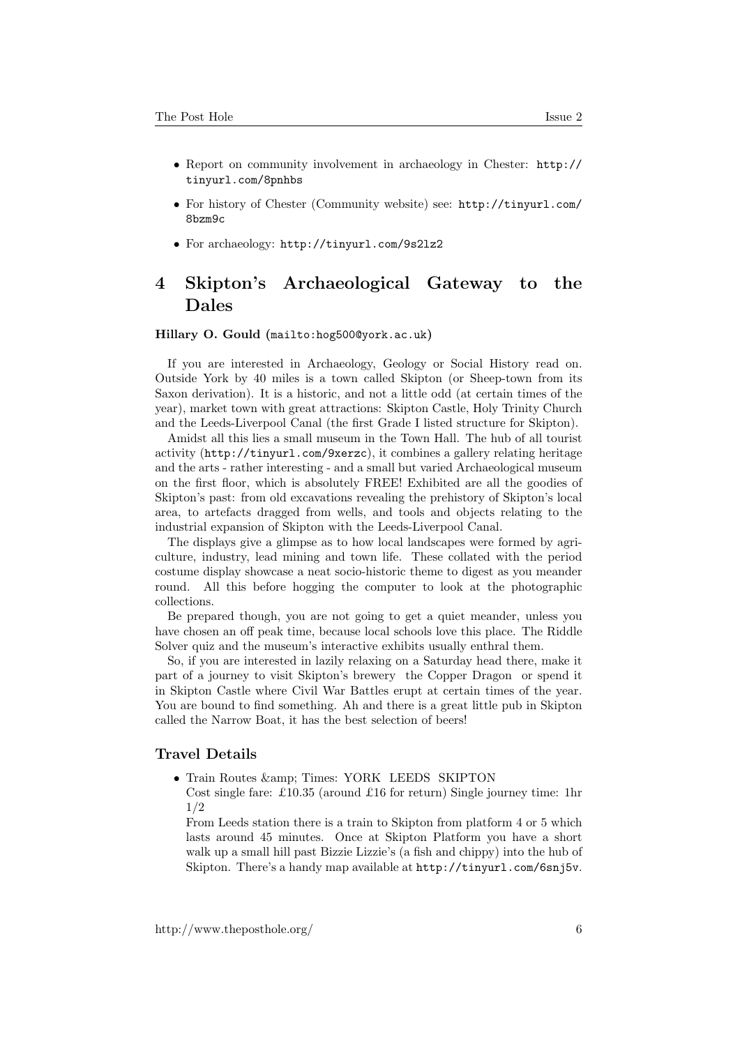- Report on community involvement in archaeology in Chester: http://tinyurl.com/8pnhbs
- For history of Chester (Community website) see: http://tinyurl.com/8bzm9c
- For archaeology: http://tinyurl.com/9s2lz2

## 4 Skipton's Archaeological Gateway to the Dales

**Hillary O. Gould** (mailto:hog500@york.ac.uk)

If you are interested in Archaeology, Geology or Social History read on. Outside York by 40 miles is a town called Skipton (or Sheep-town from its Saxon derivation). It is a historic, and not a little odd (at certain times of the year), market town with great attractions: Skipton Castle, Holy Trinity Church and the Leeds-Liverpool Canal (the first Grade I listed structure for Skipton).

Amidst all this lies a small museum in the Town Hall. The hub of all tourist activity (http://tinyurl.com/9xerzc), it combines a gallery relating heritage and the arts - rather interesting - and a small but varied Archaeological museum on the first floor, which is absolutely FREE! Exhibited are all the goodies of Skipton's past: from old excavations revealing the prehistory of Skipton's local area, to artefacts dragged from wells, and tools and objects relating to the industrial expansion of Skipton with the Leeds-Liverpool Canal.

The displays give a glimpse as to how local landscapes were formed by agriculture, industry, lead mining and town life. These collated with the period costume display showcase a neat socio-historic theme to digest as you meander round. All this before hogging the computer to look at the photographic collections.

Be prepared though, you are not going to get a quiet meander, unless you have chosen an off peak time, because local schools love this place. The Riddle Solver quiz and the museum's interactive exhibits usually enthral them.

So, if you are interested in lazily relaxing on a Saturday head there, make it part of a journey to visit Skipton's brewery the Copper Dragon or spend it in Skipton Castle where Civil War Battles erupt at certain times of the year. You are bound to find something. Ah and there is a great little pub in Skipton called the Narrow Boat, it has the best selection of beers!

### Travel Details

- Train Routes &amp; Times: YORK LEEDS SKIPTON
  Cost single fare: £10.35 (around £16 for return) Single journey time: 1hr 1/2
  From Leeds station there is a train to Skipton from platform 4 or 5 which lasts around 45 minutes. Once at Skipton Platform you have a short walk up a small hill past Bizzie Lizzie's (a fish and chippy) into the hub of Skipton. There's a handy map available at http://tinyurl.com/6snj5v.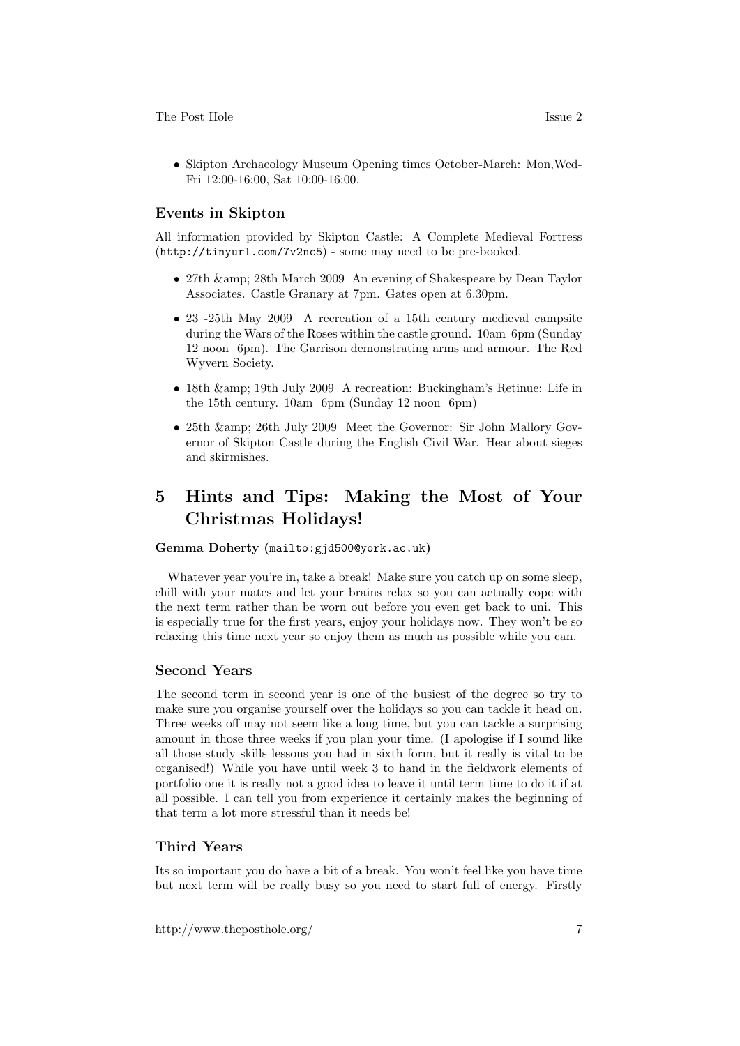- Skipton Archaeology Museum Opening times October-March: Mon,Wed-Fri 12:00-16:00, Sat 10:00-16:00.

### Events in Skipton

All information provided by Skipton Castle: A Complete Medieval Fortress (http://tinyurl.com/7v2nc5) - some may need to be pre-booked.

- 27th &amp; 28th March 2009 An evening of Shakespeare by Dean Taylor Associates. Castle Granary at 7pm. Gates open at 6.30pm.
- 23 -25th May 2009 A recreation of a 15th century medieval campsite during the Wars of the Roses within the castle ground. 10am 6pm (Sunday 12 noon 6pm). The Garrison demonstrating arms and armour. The Red Wyvern Society.
- 18th &amp; 19th July 2009 A recreation: Buckingham's Retinue: Life in the 15th century. 10am 6pm (Sunday 12 noon 6pm)
- 25th &amp; 26th July 2009 Meet the Governor: Sir John Mallory Governor of Skipton Castle during the English Civil War. Hear about sieges and skirmishes.

## 5 Hints and Tips: Making the Most of Your Christmas Holidays!

**Gemma Doherty** (mailto:gjd500@york.ac.uk)

Whatever year you're in, take a break! Make sure you catch up on some sleep, chill with your mates and let your brains relax so you can actually cope with the next term rather than be worn out before you even get back to uni. This is especially true for the first years, enjoy your holidays now. They won't be so relaxing this time next year so enjoy them as much as possible while you can.

### Second Years

The second term in second year is one of the busiest of the degree so try to make sure you organise yourself over the holidays so you can tackle it head on. Three weeks off may not seem like a long time, but you can tackle a surprising amount in those three weeks if you plan your time. (I apologise if I sound like all those study skills lessons you had in sixth form, but it really is vital to be organised!) While you have until week 3 to hand in the fieldwork elements of portfolio one it is really not a good idea to leave it until term time to do it if at all possible. I can tell you from experience it certainly makes the beginning of that term a lot more stressful than it needs be!

### Third Years

Its so important you do have a bit of a break. You won't feel like you have time but next term will be really busy so you need to start full of energy. Firstly